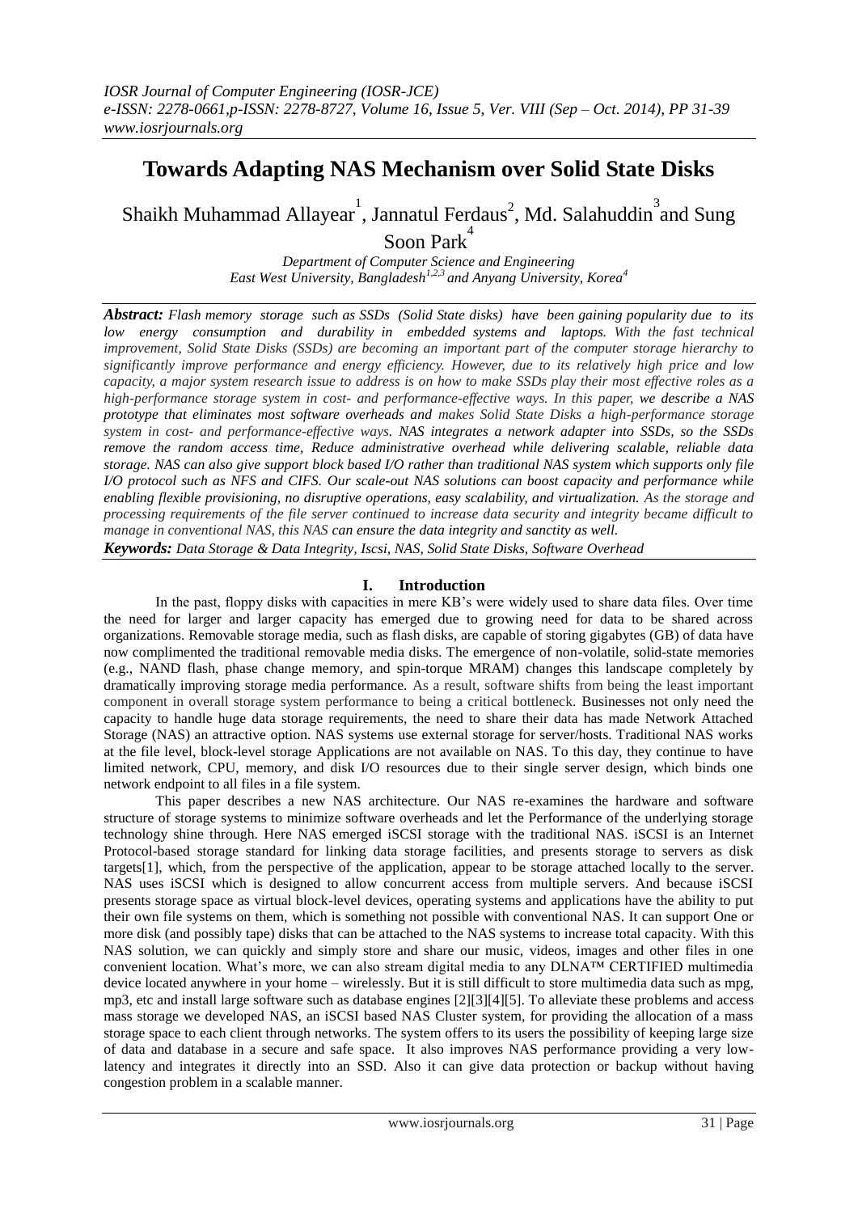# Towards Adapting NAS Mechanism over Solid State Disks

Shaikh Muhammad Allayear[1], Jannatul Ferdaus[2], Md. Salahuddin[3] and Sung Soon Park[4]

*Department of Computer Science and Engineering*
*East West University, Bangladesh[1,2,3] and Anyang University, Korea[4]*

***Abstract:*** *Flash memory storage such as SSDs (Solid State disks) have been gaining popularity due to its low energy consumption and durability in embedded systems and laptops. With the fast technical improvement, Solid State Disks (SSDs) are becoming an important part of the computer storage hierarchy to significantly improve performance and energy efficiency. However, due to its relatively high price and low capacity, a major system research issue to address is on how to make SSDs play their most effective roles as a high-performance storage system in cost- and performance-effective ways. In this paper, we describe a NAS prototype that eliminates most software overheads and makes Solid State Disks a high-performance storage system in cost- and performance-effective ways. NAS integrates a network adapter into SSDs, so the SSDs remove the random access time, Reduce administrative overhead while delivering scalable, reliable data storage. NAS can also give support block based I/O rather than traditional NAS system which supports only file I/O protocol such as NFS and CIFS. Our scale-out NAS solutions can boost capacity and performance while enabling flexible provisioning, no disruptive operations, easy scalability, and virtualization. As the storage and processing requirements of the file server continued to increase data security and integrity became difficult to manage in conventional NAS, this NAS can ensure the data integrity and sanctity as well.*

***Keywords:*** *Data Storage & Data Integrity, Iscsi, NAS, Solid State Disks, Software Overhead*

## I. Introduction

In the past, floppy disks with capacities in mere KB's were widely used to share data files. Over time the need for larger and larger capacity has emerged due to growing need for data to be shared across organizations. Removable storage media, such as flash disks, are capable of storing gigabytes (GB) of data have now complimented the traditional removable media disks. The emergence of non-volatile, solid-state memories (e.g., NAND flash, phase change memory, and spin-torque MRAM) changes this landscape completely by dramatically improving storage media performance. As a result, software shifts from being the least important component in overall storage system performance to being a critical bottleneck. Businesses not only need the capacity to handle huge data storage requirements, the need to share their data has made Network Attached Storage (NAS) an attractive option. NAS systems use external storage for server/hosts. Traditional NAS works at the file level, block-level storage Applications are not available on NAS. To this day, they continue to have limited network, CPU, memory, and disk I/O resources due to their single server design, which binds one network endpoint to all files in a file system.

This paper describes a new NAS architecture. Our NAS re-examines the hardware and software structure of storage systems to minimize software overheads and let the Performance of the underlying storage technology shine through. Here NAS emerged iSCSI storage with the traditional NAS. iSCSI is an Internet Protocol-based storage standard for linking data storage facilities, and presents storage to servers as disk targets[1], which, from the perspective of the application, appear to be storage attached locally to the server. NAS uses iSCSI which is designed to allow concurrent access from multiple servers. And because iSCSI presents storage space as virtual block-level devices, operating systems and applications have the ability to put their own file systems on them, which is something not possible with conventional NAS. It can support One or more disk (and possibly tape) disks that can be attached to the NAS systems to increase total capacity. With this NAS solution, we can quickly and simply store and share our music, videos, images and other files in one convenient location. What's more, we can also stream digital media to any DLNA™ CERTIFIED multimedia device located anywhere in your home – wirelessly. But it is still difficult to store multimedia data such as mpg, mp3, etc and install large software such as database engines [2][3][4][5]. To alleviate these problems and access mass storage we developed NAS, an iSCSI based NAS Cluster system, for providing the allocation of a mass storage space to each client through networks. The system offers to its users the possibility of keeping large size of data and database in a secure and safe space. It also improves NAS performance providing a very low-latency and integrates it directly into an SSD. Also it can give data protection or backup without having congestion problem in a scalable manner.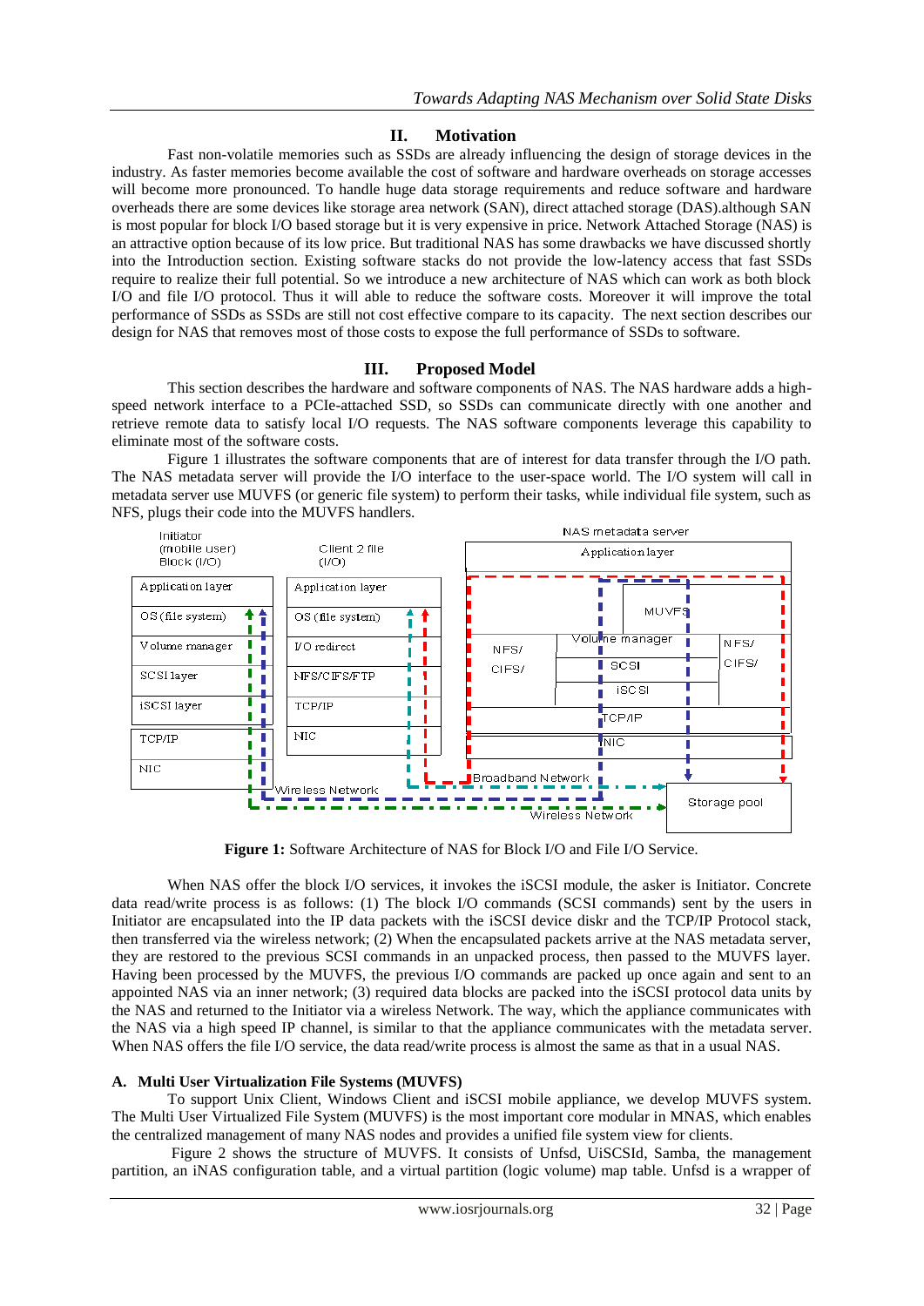## II. Motivation

Fast non-volatile memories such as SSDs are already influencing the design of storage devices in the industry. As faster memories become available the cost of software and hardware overheads on storage accesses will become more pronounced. To handle huge data storage requirements and reduce software and hardware overheads there are some devices like storage area network (SAN), direct attached storage (DAS).although SAN is most popular for block I/O based storage but it is very expensive in price. Network Attached Storage (NAS) is an attractive option because of its low price. But traditional NAS has some drawbacks we have discussed shortly into the Introduction section. Existing software stacks do not provide the low-latency access that fast SSDs require to realize their full potential. So we introduce a new architecture of NAS which can work as both block I/O and file I/O protocol. Thus it will able to reduce the software costs. Moreover it will improve the total performance of SSDs as SSDs are still not cost effective compare to its capacity. The next section describes our design for NAS that removes most of those costs to expose the full performance of SSDs to software.

## III. Proposed Model

This section describes the hardware and software components of NAS. The NAS hardware adds a high-speed network interface to a PCIe-attached SSD, so SSDs can communicate directly with one another and retrieve remote data to satisfy local I/O requests. The NAS software components leverage this capability to eliminate most of the software costs.

Figure 1 illustrates the software components that are of interest for data transfer through the I/O path. The NAS metadata server will provide the I/O interface to the user-space world. The I/O system will call in metadata server use MUVFS (or generic file system) to perform their tasks, while individual file system, such as NFS, plugs their code into the MUVFS handlers.

**Figure 1:** Software Architecture of NAS for Block I/O and File I/O Service.

When NAS offer the block I/O services, it invokes the iSCSI module, the asker is Initiator. Concrete data read/write process is as follows: (1) The block I/O commands (SCSI commands) sent by the users in Initiator are encapsulated into the IP data packets with the iSCSI device diskr and the TCP/IP Protocol stack, then transferred via the wireless network; (2) When the encapsulated packets arrive at the NAS metadata server, they are restored to the previous SCSI commands in an unpacked process, then passed to the MUVFS layer. Having been processed by the MUVFS, the previous I/O commands are packed up once again and sent to an appointed NAS via an inner network; (3) required data blocks are packed into the iSCSI protocol data units by the NAS and returned to the Initiator via a wireless Network. The way, which the appliance communicates with the NAS via a high speed IP channel, is similar to that the appliance communicates with the metadata server. When NAS offers the file I/O service, the data read/write process is almost the same as that in a usual NAS.

### A. Multi User Virtualization File Systems (MUVFS)

To support Unix Client, Windows Client and iSCSI mobile appliance, we develop MUVFS system. The Multi User Virtualized File System (MUVFS) is the most important core modular in MNAS, which enables the centralized management of many NAS nodes and provides a unified file system view for clients.

Figure 2 shows the structure of MUVFS. It consists of Unfsd, UiSCSId, Samba, the management partition, an iNAS configuration table, and a virtual partition (logic volume) map table. Unfsd is a wrapper of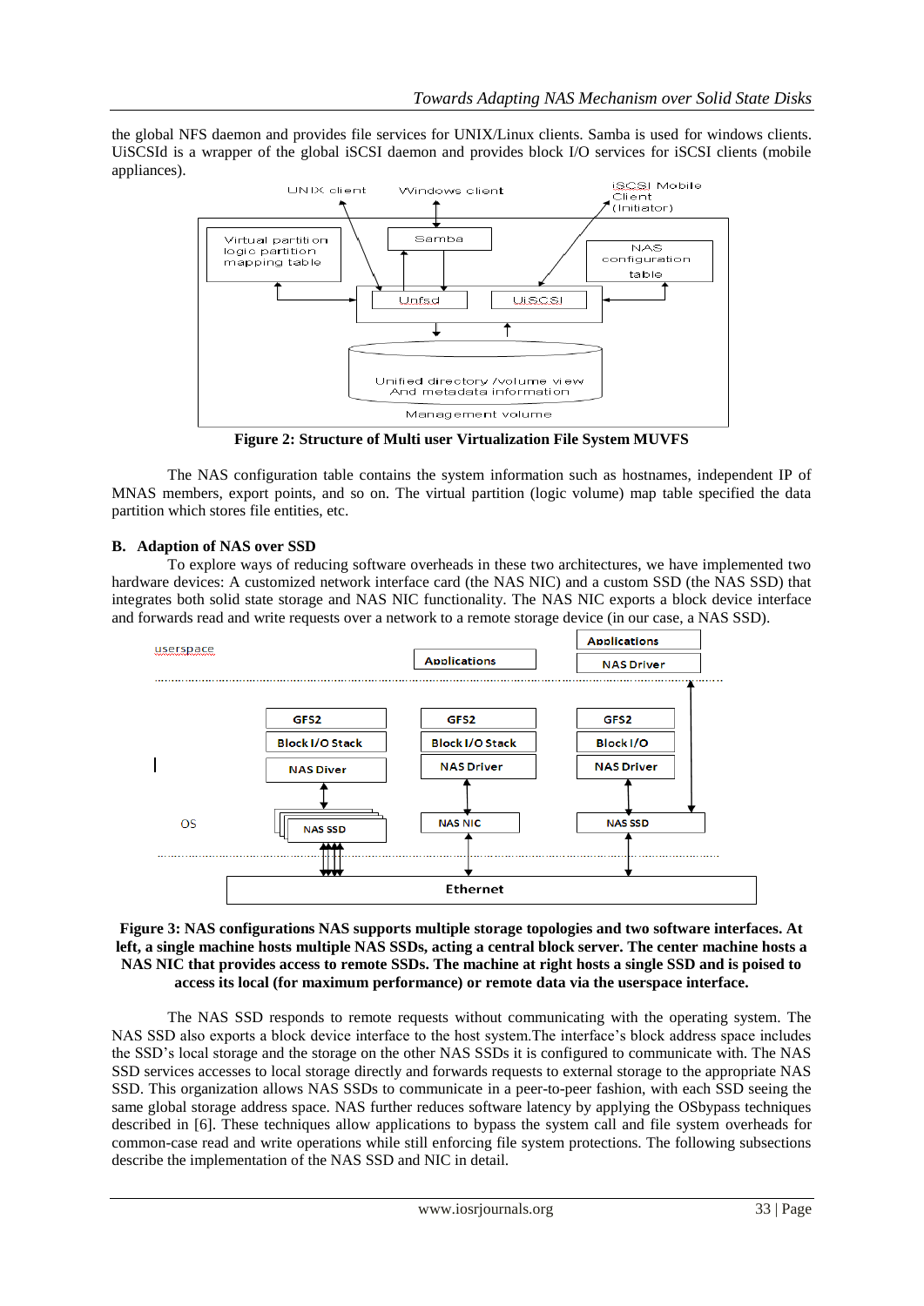the global NFS daemon and provides file services for UNIX/Linux clients. Samba is used for windows clients. UiSCSId is a wrapper of the global iSCSI daemon and provides block I/O services for iSCSI clients (mobile appliances).

**Figure 2: Structure of Multi user Virtualization File System MUVFS**

The NAS configuration table contains the system information such as hostnames, independent IP of MNAS members, export points, and so on. The virtual partition (logic volume) map table specified the data partition which stores file entities, etc.

### B. Adaption of NAS over SSD

To explore ways of reducing software overheads in these two architectures, we have implemented two hardware devices: A customized network interface card (the NAS NIC) and a custom SSD (the NAS SSD) that integrates both solid state storage and NAS NIC functionality. The NAS NIC exports a block device interface and forwards read and write requests over a network to a remote storage device (in our case, a NAS SSD).

**Figure 3: NAS configurations NAS supports multiple storage topologies and two software interfaces. At left, a single machine hosts multiple NAS SSDs, acting a central block server. The center machine hosts a NAS NIC that provides access to remote SSDs. The machine at right hosts a single SSD and is poised to access its local (for maximum performance) or remote data via the userspace interface.**

The NAS SSD responds to remote requests without communicating with the operating system. The NAS SSD also exports a block device interface to the host system.The interface's block address space includes the SSD's local storage and the storage on the other NAS SSDs it is configured to communicate with. The NAS SSD services accesses to local storage directly and forwards requests to external storage to the appropriate NAS SSD. This organization allows NAS SSDs to communicate in a peer-to-peer fashion, with each SSD seeing the same global storage address space. NAS further reduces software latency by applying the OSbypass techniques described in [6]. These techniques allow applications to bypass the system call and file system overheads for common-case read and write operations while still enforcing file system protections. The following subsections describe the implementation of the NAS SSD and NIC in detail.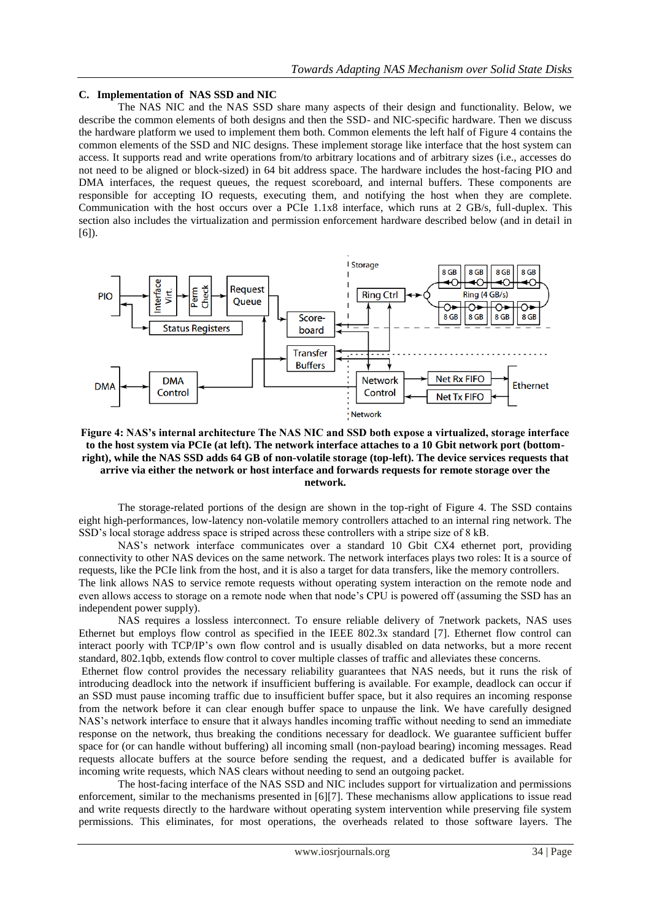### C. Implementation of NAS SSD and NIC

The NAS NIC and the NAS SSD share many aspects of their design and functionality. Below, we describe the common elements of both designs and then the SSD- and NIC-specific hardware. Then we discuss the hardware platform we used to implement them both. Common elements the left half of Figure 4 contains the common elements of the SSD and NIC designs. These implement storage like interface that the host system can access. It supports read and write operations from/to arbitrary locations and of arbitrary sizes (i.e., accesses do not need to be aligned or block-sized) in 64 bit address space. The hardware includes the host-facing PIO and DMA interfaces, the request queues, the request scoreboard, and internal buffers. These components are responsible for accepting IO requests, executing them, and notifying the host when they are complete. Communication with the host occurs over a PCIe 1.1x8 interface, which runs at 2 GB/s, full-duplex. This section also includes the virtualization and permission enforcement hardware described below (and in detail in [6]).

**Figure 4: NAS's internal architecture The NAS NIC and SSD both expose a virtualized, storage interface to the host system via PCIe (at left). The network interface attaches to a 10 Gbit network port (bottom-right), while the NAS SSD adds 64 GB of non-volatile storage (top-left). The device services requests that arrive via either the network or host interface and forwards requests for remote storage over the network.**

The storage-related portions of the design are shown in the top-right of Figure 4. The SSD contains eight high-performances, low-latency non-volatile memory controllers attached to an internal ring network. The SSD's local storage address space is striped across these controllers with a stripe size of 8 kB.

NAS's network interface communicates over a standard 10 Gbit CX4 ethernet port, providing connectivity to other NAS devices on the same network. The network interfaces plays two roles: It is a source of requests, like the PCIe link from the host, and it is also a target for data transfers, like the memory controllers. The link allows NAS to service remote requests without operating system interaction on the remote node and even allows access to storage on a remote node when that node's CPU is powered off (assuming the SSD has an independent power supply).

NAS requires a lossless interconnect. To ensure reliable delivery of 7network packets, NAS uses Ethernet but employs flow control as specified in the IEEE 802.3x standard [7]. Ethernet flow control can interact poorly with TCP/IP's own flow control and is usually disabled on data networks, but a more recent standard, 802.1qbb, extends flow control to cover multiple classes of traffic and alleviates these concerns.

Ethernet flow control provides the necessary reliability guarantees that NAS needs, but it runs the risk of introducing deadlock into the network if insufficient buffering is available. For example, deadlock can occur if an SSD must pause incoming traffic due to insufficient buffer space, but it also requires an incoming response from the network before it can clear enough buffer space to unpause the link. We have carefully designed NAS's network interface to ensure that it always handles incoming traffic without needing to send an immediate response on the network, thus breaking the conditions necessary for deadlock. We guarantee sufficient buffer space for (or can handle without buffering) all incoming small (non-payload bearing) incoming messages. Read requests allocate buffers at the source before sending the request, and a dedicated buffer is available for incoming write requests, which NAS clears without needing to send an outgoing packet.

The host-facing interface of the NAS SSD and NIC includes support for virtualization and permissions enforcement, similar to the mechanisms presented in [6][7]. These mechanisms allow applications to issue read and write requests directly to the hardware without operating system intervention while preserving file system permissions. This eliminates, for most operations, the overheads related to those software layers. The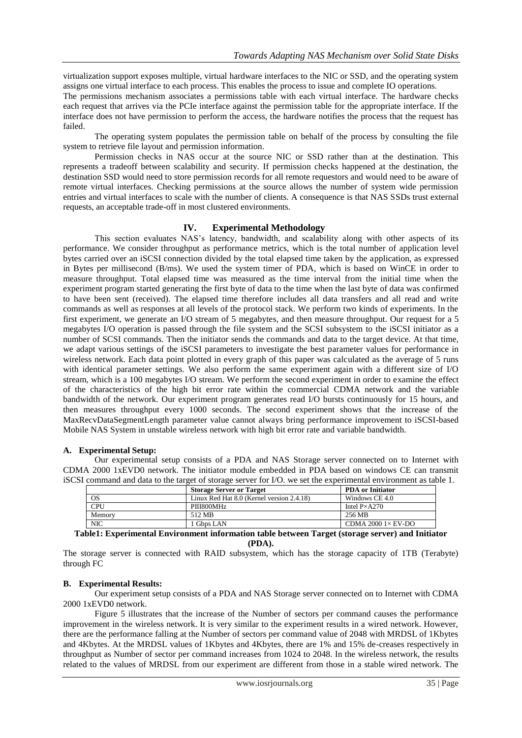virtualization support exposes multiple, virtual hardware interfaces to the NIC or SSD, and the operating system assigns one virtual interface to each process. This enables the process to issue and complete IO operations.
The permissions mechanism associates a permissions table with each virtual interface. The hardware checks each request that arrives via the PCIe interface against the permission table for the appropriate interface. If the interface does not have permission to perform the access, the hardware notifies the process that the request has failed.

The operating system populates the permission table on behalf of the process by consulting the file system to retrieve file layout and permission information.

Permission checks in NAS occur at the source NIC or SSD rather than at the destination. This represents a tradeoff between scalability and security. If permission checks happened at the destination, the destination SSD would need to store permission records for all remote requestors and would need to be aware of remote virtual interfaces. Checking permissions at the source allows the number of system wide permission entries and virtual interfaces to scale with the number of clients. A consequence is that NAS SSDs trust external requests, an acceptable trade-off in most clustered environments.

## IV. Experimental Methodology

This section evaluates NAS's latency, bandwidth, and scalability along with other aspects of its performance. We consider throughput as performance metrics, which is the total number of application level bytes carried over an iSCSI connection divided by the total elapsed time taken by the application, as expressed in Bytes per millisecond (B/ms). We used the system timer of PDA, which is based on WinCE in order to measure throughput. Total elapsed time was measured as the time interval from the initial time when the experiment program started generating the first byte of data to the time when the last byte of data was confirmed to have been sent (received). The elapsed time therefore includes all data transfers and all read and write commands as well as responses at all levels of the protocol stack. We perform two kinds of experiments. In the first experiment, we generate an I/O stream of 5 megabytes, and then measure throughput. Our request for a 5 megabytes I/O operation is passed through the file system and the SCSI subsystem to the iSCSI initiator as a number of SCSI commands. Then the initiator sends the commands and data to the target device. At that time, we adapt various settings of the iSCSI parameters to investigate the best parameter values for performance in wireless network. Each data point plotted in every graph of this paper was calculated as the average of 5 runs with identical parameter settings. We also perform the same experiment again with a different size of I/O stream, which is a 100 megabytes I/O stream. We perform the second experiment in order to examine the effect of the characteristics of the high bit error rate within the commercial CDMA network and the variable bandwidth of the network. Our experiment program generates read I/O bursts continuously for 15 hours, and then measures throughput every 1000 seconds. The second experiment shows that the increase of the MaxRecvDataSegmentLength parameter value cannot always bring performance improvement to iSCSI-based Mobile NAS System in unstable wireless network with high bit error rate and variable bandwidth.

### A. Experimental Setup:

Our experimental setup consists of a PDA and NAS Storage server connected on to Internet with CDMA 2000 1xEVD0 network. The initiator module embedded in PDA based on windows CE can transmit iSCSI command and data to the target of storage server for I/O. we set the experimental environment as table 1.

| | **Storage Server or Target** | **PDA or Initiator** |
|---|---|---|
| OS | Linux Red Hat 8.0 (Kernel version 2.4.18) | Windows CE 4.0 |
| CPU | PIII800MHz | Intel P×A270 |
| Memory | 512 MB | 256 MB |
| NIC | 1 Gbps LAN | CDMA 2000 1× EV-DO |

**Table1: Experimental Environment information table between Target (storage server) and Initiator (PDA).**

The storage server is connected with RAID subsystem, which has the storage capacity of 1TB (Terabyte) through FC

### B. Experimental Results:

Our experiment setup consists of a PDA and NAS Storage server connected on to Internet with CDMA 2000 1xEVD0 network.

Figure 5 illustrates that the increase of the Number of sectors per command causes the performance improvement in the wireless network. It is very similar to the experiment results in a wired network. However, there are the performance falling at the Number of sectors per command value of 2048 with MRDSL of 1Kbytes and 4Kbytes. At the MRDSL values of 1Kbytes and 4Kbytes, there are 1% and 15% de-creases respectively in throughput as Number of sector per command increases from 1024 to 2048. In the wireless network, the results related to the values of MRDSL from our experiment are different from those in a stable wired network. The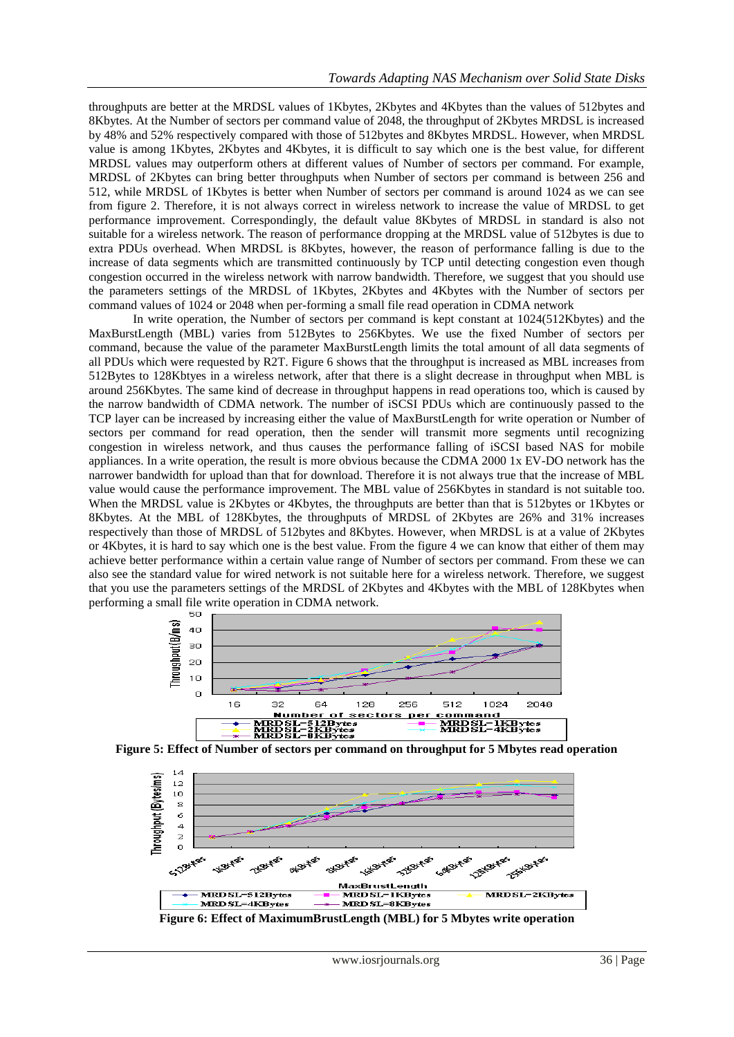throughputs are better at the MRDSL values of 1Kbytes, 2Kbytes and 4Kbytes than the values of 512bytes and 8Kbytes. At the Number of sectors per command value of 2048, the throughput of 2Kbytes MRDSL is increased by 48% and 52% respectively compared with those of 512bytes and 8Kbytes MRDSL. However, when MRDSL value is among 1Kbytes, 2Kbytes and 4Kbytes, it is difficult to say which one is the best value, for different MRDSL values may outperform others at different values of Number of sectors per command. For example, MRDSL of 2Kbytes can bring better throughputs when Number of sectors per command is between 256 and 512, while MRDSL of 1Kbytes is better when Number of sectors per command is around 1024 as we can see from figure 2. Therefore, it is not always correct in wireless network to increase the value of MRDSL to get performance improvement. Correspondingly, the default value 8Kbytes of MRDSL in standard is also not suitable for a wireless network. The reason of performance dropping at the MRDSL value of 512bytes is due to extra PDUs overhead. When MRDSL is 8Kbytes, however, the reason of performance falling is due to the increase of data segments which are transmitted continuously by TCP until detecting congestion even though congestion occurred in the wireless network with narrow bandwidth. Therefore, we suggest that you should use the parameters settings of the MRDSL of 1Kbytes, 2Kbytes and 4Kbytes with the Number of sectors per command values of 1024 or 2048 when per-forming a small file read operation in CDMA network

In write operation, the Number of sectors per command is kept constant at 1024(512Kbytes) and the MaxBurstLength (MBL) varies from 512Bytes to 256Kbytes. We use the fixed Number of sectors per command, because the value of the parameter MaxBurstLength limits the total amount of all data segments of all PDUs which were requested by R2T. Figure 6 shows that the throughput is increased as MBL increases from 512Bytes to 128Kbtyes in a wireless network, after that there is a slight decrease in throughput when MBL is around 256Kbytes. The same kind of decrease in throughput happens in read operations too, which is caused by the narrow bandwidth of CDMA network. The number of iSCSI PDUs which are continuously passed to the TCP layer can be increased by increasing either the value of MaxBurstLength for write operation or Number of sectors per command for read operation, then the sender will transmit more segments until recognizing congestion in wireless network, and thus causes the performance falling of iSCSI based NAS for mobile appliances. In a write operation, the result is more obvious because the CDMA 2000 1x EV-DO network has the narrower bandwidth for upload than that for download. Therefore it is not always true that the increase of MBL value would cause the performance improvement. The MBL value of 256Kbytes in standard is not suitable too. When the MRDSL value is 2Kbytes or 4Kbytes, the throughputs are better than that is 512bytes or 1Kbytes or 8Kbytes. At the MBL of 128Kbytes, the throughputs of MRDSL of 2Kbytes are 26% and 31% increases respectively than those of MRDSL of 512bytes and 8Kbytes. However, when MRDSL is at a value of 2Kbytes or 4Kbytes, it is hard to say which one is the best value. From the figure 4 we can know that either of them may achieve better performance within a certain value range of Number of sectors per command. From these we can also see the standard value for wired network is not suitable here for a wireless network. Therefore, we suggest that you use the parameters settings of the MRDSL of 2Kbytes and 4Kbytes with the MBL of 128Kbytes when performing a small file write operation in CDMA network.

**Figure 5: Effect of Number of sectors per command on throughput for 5 Mbytes read operation**

**Figure 6: Effect of MaximumBrustLength (MBL) for 5 Mbytes write operation**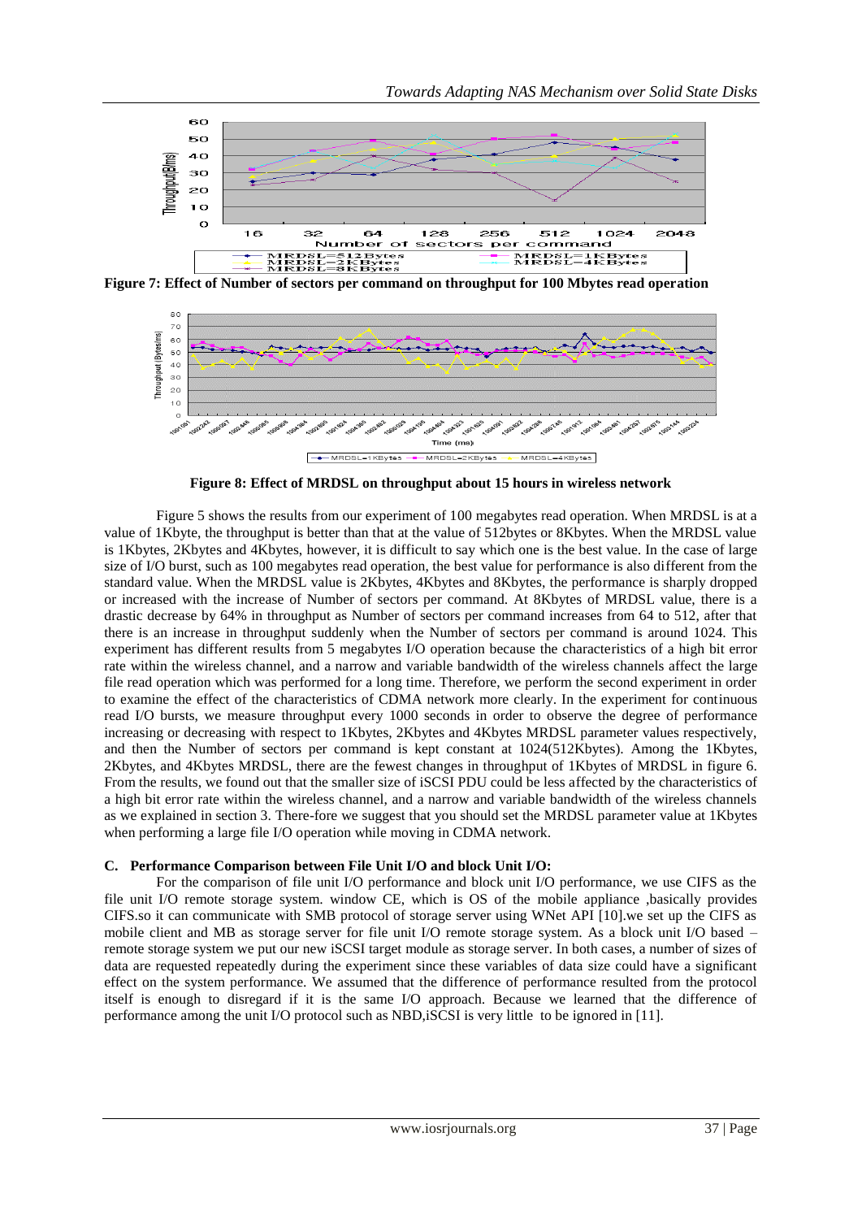Figure 7: Effect of Number of sectors per command on throughput for 100 Mbytes read operation

Figure 8: Effect of MRDSL on throughput about 15 hours in wireless network

Figure 5 shows the results from our experiment of 100 megabytes read operation. When MRDSL is at a value of 1Kbyte, the throughput is better than that at the value of 512bytes or 8Kbytes. When the MRDSL value is 1Kbytes, 2Kbytes and 4Kbytes, however, it is difficult to say which one is the best value. In the case of large size of I/O burst, such as 100 megabytes read operation, the best value for performance is also different from the standard value. When the MRDSL value is 2Kbytes, 4Kbytes and 8Kbytes, the performance is sharply dropped or increased with the increase of Number of sectors per command. At 8Kbytes of MRDSL value, there is a drastic decrease by 64% in throughput as Number of sectors per command increases from 64 to 512, after that there is an increase in throughput suddenly when the Number of sectors per command is around 1024. This experiment has different results from 5 megabytes I/O operation because the characteristics of a high bit error rate within the wireless channel, and a narrow and variable bandwidth of the wireless channels affect the large file read operation which was performed for a long time. Therefore, we perform the second experiment in order to examine the effect of the characteristics of CDMA network more clearly. In the experiment for continuous read I/O bursts, we measure throughput every 1000 seconds in order to observe the degree of performance increasing or decreasing with respect to 1Kbytes, 2Kbytes and 4Kbytes MRDSL parameter values respectively, and then the Number of sectors per command is kept constant at 1024(512Kbytes). Among the 1Kbytes, 2Kbytes, and 4Kbytes MRDSL, there are the fewest changes in throughput of 1Kbytes of MRDSL in figure 6. From the results, we found out that the smaller size of iSCSI PDU could be less affected by the characteristics of a high bit error rate within the wireless channel, and a narrow and variable bandwidth of the wireless channels as we explained in section 3. There-fore we suggest that you should set the MRDSL parameter value at 1Kbytes when performing a large file I/O operation while moving in CDMA network.

### C. Performance Comparison between File Unit I/O and block Unit I/O:

For the comparison of file unit I/O performance and block unit I/O performance, we use CIFS as the file unit I/O remote storage system. window CE, which is OS of the mobile appliance ,basically provides CIFS.so it can communicate with SMB protocol of storage server using WNet API [10].we set up the CIFS as mobile client and MB as storage server for file unit I/O remote storage system. As a block unit I/O based – remote storage system we put our new iSCSI target module as storage server. In both cases, a number of sizes of data are requested repeatedly during the experiment since these variables of data size could have a significant effect on the system performance. We assumed that the difference of performance resulted from the protocol itself is enough to disregard if it is the same I/O approach. Because we learned that the difference of performance among the unit I/O protocol such as NBD,iSCSI is very little to be ignored in [11].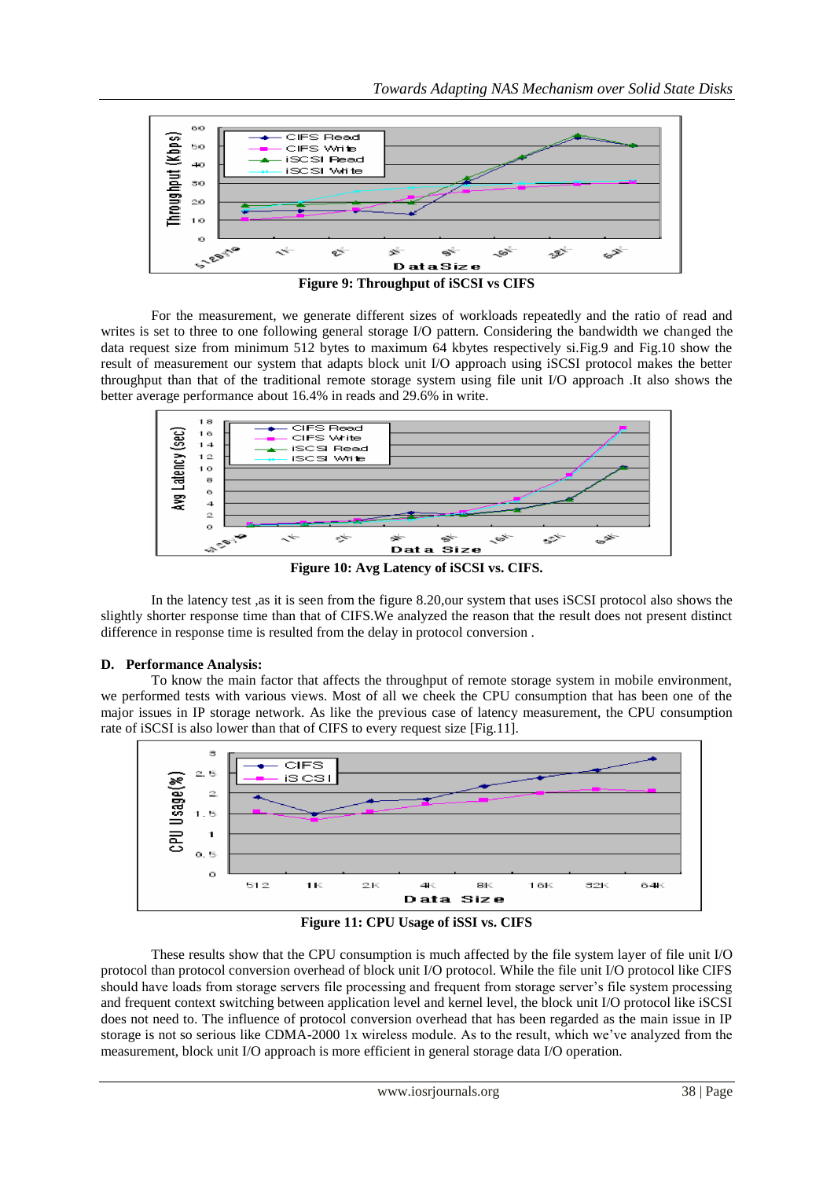Figure 9: Throughput of iSCSI vs CIFS

For the measurement, we generate different sizes of workloads repeatedly and the ratio of read and writes is set to three to one following general storage I/O pattern. Considering the bandwidth we changed the data request size from minimum 512 bytes to maximum 64 kbytes respectively si.Fig.9 and Fig.10 show the result of measurement our system that adapts block unit I/O approach using iSCSI protocol makes the better throughput than that of the traditional remote storage system using file unit I/O approach .It also shows the better average performance about 16.4% in reads and 29.6% in write.

Figure 10: Avg Latency of iSCSI vs. CIFS.

In the latency test ,as it is seen from the figure 8.20,our system that uses iSCSI protocol also shows the slightly shorter response time than that of CIFS.We analyzed the reason that the result does not present distinct difference in response time is resulted from the delay in protocol conversion .

### D. Performance Analysis:

To know the main factor that affects the throughput of remote storage system in mobile environment, we performed tests with various views. Most of all we cheek the CPU consumption that has been one of the major issues in IP storage network. As like the previous case of latency measurement, the CPU consumption rate of iSCSI is also lower than that of CIFS to every request size [Fig.11].

Figure 11: CPU Usage of iSSI vs. CIFS

These results show that the CPU consumption is much affected by the file system layer of file unit I/O protocol than protocol conversion overhead of block unit I/O protocol. While the file unit I/O protocol like CIFS should have loads from storage servers file processing and frequent from storage server's file system processing and frequent context switching between application level and kernel level, the block unit I/O protocol like iSCSI does not need to. The influence of protocol conversion overhead that has been regarded as the main issue in IP storage is not so serious like CDMA-2000 1x wireless module. As to the result, which we've analyzed from the measurement, block unit I/O approach is more efficient in general storage data I/O operation.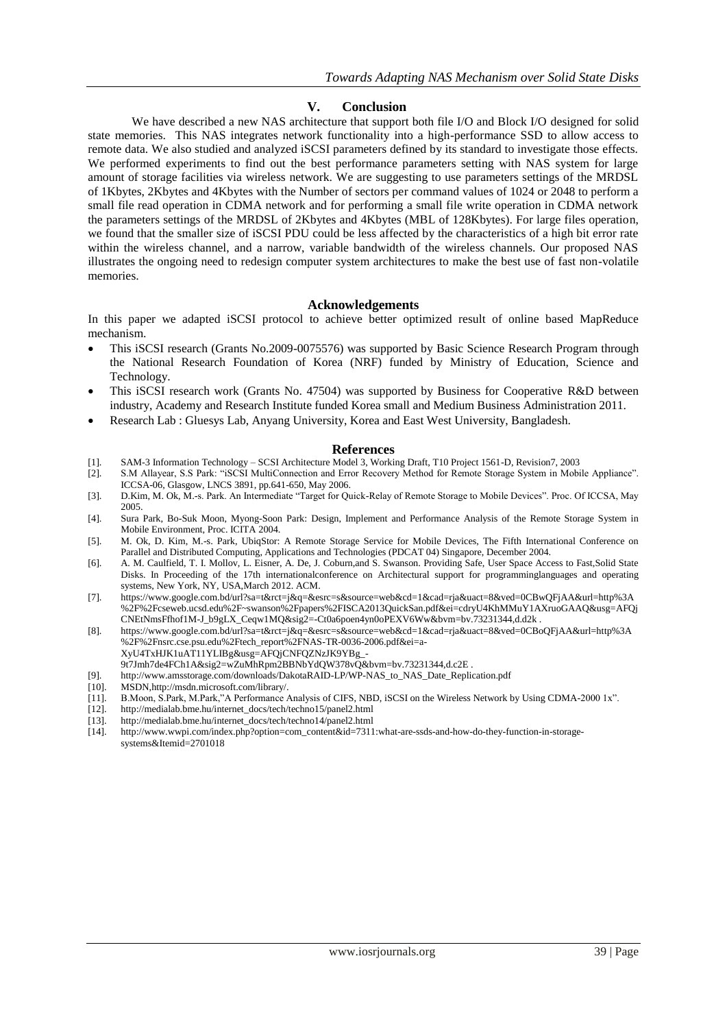## V. Conclusion

We have described a new NAS architecture that support both file I/O and Block I/O designed for solid state memories. This NAS integrates network functionality into a high-performance SSD to allow access to remote data. We also studied and analyzed iSCSI parameters defined by its standard to investigate those effects. We performed experiments to find out the best performance parameters setting with NAS system for large amount of storage facilities via wireless network. We are suggesting to use parameters settings of the MRDSL of 1Kbytes, 2Kbytes and 4Kbytes with the Number of sectors per command values of 1024 or 2048 to perform a small file read operation in CDMA network and for performing a small file write operation in CDMA network the parameters settings of the MRDSL of 2Kbytes and 4Kbytes (MBL of 128Kbytes). For large files operation, we found that the smaller size of iSCSI PDU could be less affected by the characteristics of a high bit error rate within the wireless channel, and a narrow, variable bandwidth of the wireless channels. Our proposed NAS illustrates the ongoing need to redesign computer system architectures to make the best use of fast non-volatile memories.

## Acknowledgements

In this paper we adapted iSCSI protocol to achieve better optimized result of online based MapReduce mechanism.

- This iSCSI research (Grants No.2009-0075576) was supported by Basic Science Research Program through the National Research Foundation of Korea (NRF) funded by Ministry of Education, Science and Technology.
- This iSCSI research work (Grants No. 47504) was supported by Business for Cooperative R&D between industry, Academy and Research Institute funded Korea small and Medium Business Administration 2011.
- Research Lab : Gluesys Lab, Anyang University, Korea and East West University, Bangladesh.

## References

[1]. SAM-3 Information Technology – SCSI Architecture Model 3, Working Draft, T10 Project 1561-D, Revision7, 2003

[2]. S.M Allayear, S.S Park: "iSCSI MultiConnection and Error Recovery Method for Remote Storage System in Mobile Appliance". ICCSA-06, Glasgow, LNCS 3891, pp.641-650, May 2006.

[3]. D.Kim, M. Ok, M.-s. Park. An Intermediate "Target for Quick-Relay of Remote Storage to Mobile Devices". Proc. Of ICCSA, May 2005.

[4]. Sura Park, Bo-Suk Moon, Myong-Soon Park: Design, Implement and Performance Analysis of the Remote Storage System in Mobile Environment, Proc. ICITA 2004.

[5]. M. Ok, D. Kim, M.-s. Park, UbiqStor: A Remote Storage Service for Mobile Devices, The Fifth International Conference on Parallel and Distributed Computing, Applications and Technologies (PDCAT 04) Singapore, December 2004.

[6]. A. M. Caulfield, T. I. Mollov, L. Eisner, A. De, J. Coburn,and S. Swanson. Providing Safe, User Space Access to Fast,Solid State Disks. In Proceeding of the 17th internationalconference on Architectural support for programminglanguages and operating systems, New York, NY, USA,March 2012. ACM.

[7]. https://www.google.com.bd/url?sa=t&rct=j&q=&esrc=s&source=web&cd=1&cad=rja&uact=8&ved=0CBwQFjAA&url=http%3A%2F%2Fcseweb.ucsd.edu%2F~swanson%2Fpapers%2FISCA2013QuickSan.pdf&ei=cdryU4KhMMuY1AXruoGAAQ&usg=AFQjCNEtNmsFfhof1M-J_b9gLX_Ceqw1MQ&sig2=-Ct0a6poen4yn0oPEXV6Ww&bvm=bv.73231344,d.d2k .

[8]. https://www.google.com.bd/url?sa=t&rct=j&q=&esrc=s&source=web&cd=1&cad=rja&uact=8&ved=0CBoQFjAA&url=http%3A%2F%2Fnsrc.cse.psu.edu%2Ftech_report%2FNAS-TR-0036-2006.pdf&ei=a-XyU4TxHJK1uAT11YLIBg&usg=AFQjCNFQZNzJK9YBg_-9t7Jmh7de4FCh1A&sig2=wZuMhRpm2BBNbYdQW378vQ&bvm=bv.73231344,d.c2E .

[9]. http://www.amsstorage.com/downloads/DakotaRAID-LP/WP-NAS_to_NAS_Date_Replication.pdf

[10]. MSDN,http://msdn.microsoft.com/library/.

[11]. B.Moon, S.Park, M.Park,"A Performance Analysis of CIFS, NBD, iSCSI on the Wireless Network by Using CDMA-2000 1x".

[12]. http://medialab.bme.hu/internet_docs/tech/techno15/panel2.html

[13]. http://medialab.bme.hu/internet_docs/tech/techno14/panel2.html

[14]. http://www.wwpi.com/index.php?option=com_content&id=7311:what-are-ssds-and-how-do-they-function-in-storage-systems&Itemid=2701018